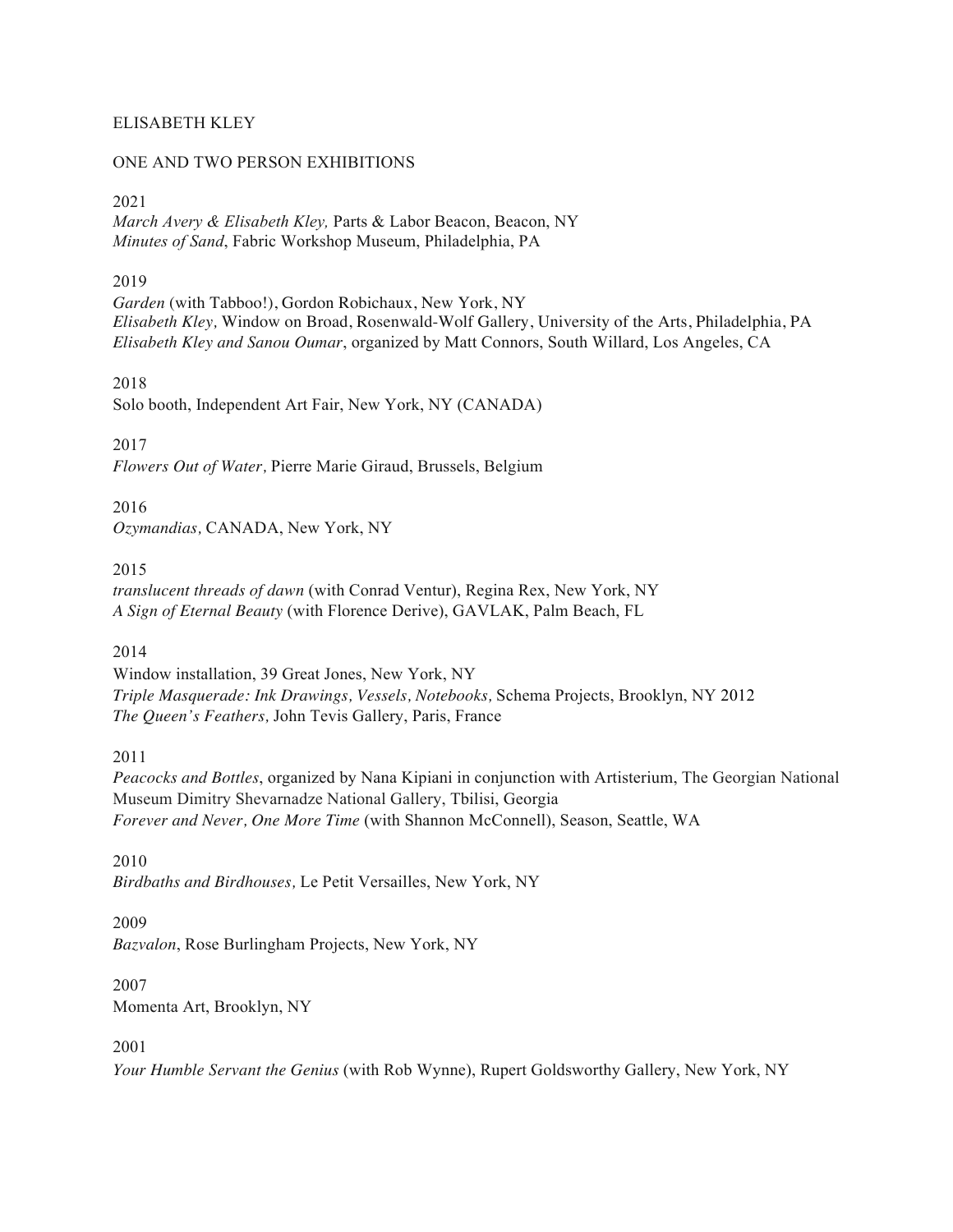# ELISABETH KLEY

## ONE AND TWO PERSON EXHIBITIONS

2021
*March Avery & Elisabeth Kley,* Parts & Labor Beacon, Beacon, NY
*Minutes of Sand*, Fabric Workshop Museum, Philadelphia, PA

2019
*Garden* (with Tabboo!), Gordon Robichaux, New York, NY
*Elisabeth Kley,* Window on Broad, Rosenwald-Wolf Gallery, University of the Arts, Philadelphia, PA
*Elisabeth Kley and Sanou Oumar*, organized by Matt Connors, South Willard, Los Angeles, CA

2018
Solo booth, Independent Art Fair, New York, NY (CANADA)

2017
*Flowers Out of Water,* Pierre Marie Giraud, Brussels, Belgium

2016
*Ozymandias,* CANADA, New York, NY

2015
*translucent threads of dawn* (with Conrad Ventur), Regina Rex, New York, NY
*A Sign of Eternal Beauty* (with Florence Derive), GAVLAK, Palm Beach, FL

2014
Window installation, 39 Great Jones, New York, NY
*Triple Masquerade: Ink Drawings, Vessels, Notebooks,* Schema Projects, Brooklyn, NY 2012
*The Queen's Feathers,* John Tevis Gallery, Paris, France

2011
*Peacocks and Bottles*, organized by Nana Kipiani in conjunction with Artisterium, The Georgian National Museum Dimitry Shevarnadze National Gallery, Tbilisi, Georgia
*Forever and Never, One More Time* (with Shannon McConnell), Season, Seattle, WA

2010
*Birdbaths and Birdhouses,* Le Petit Versailles, New York, NY

2009
*Bazvalon*, Rose Burlingham Projects, New York, NY

2007
Momenta Art, Brooklyn, NY

2001
*Your Humble Servant the Genius* (with Rob Wynne), Rupert Goldsworthy Gallery, New York, NY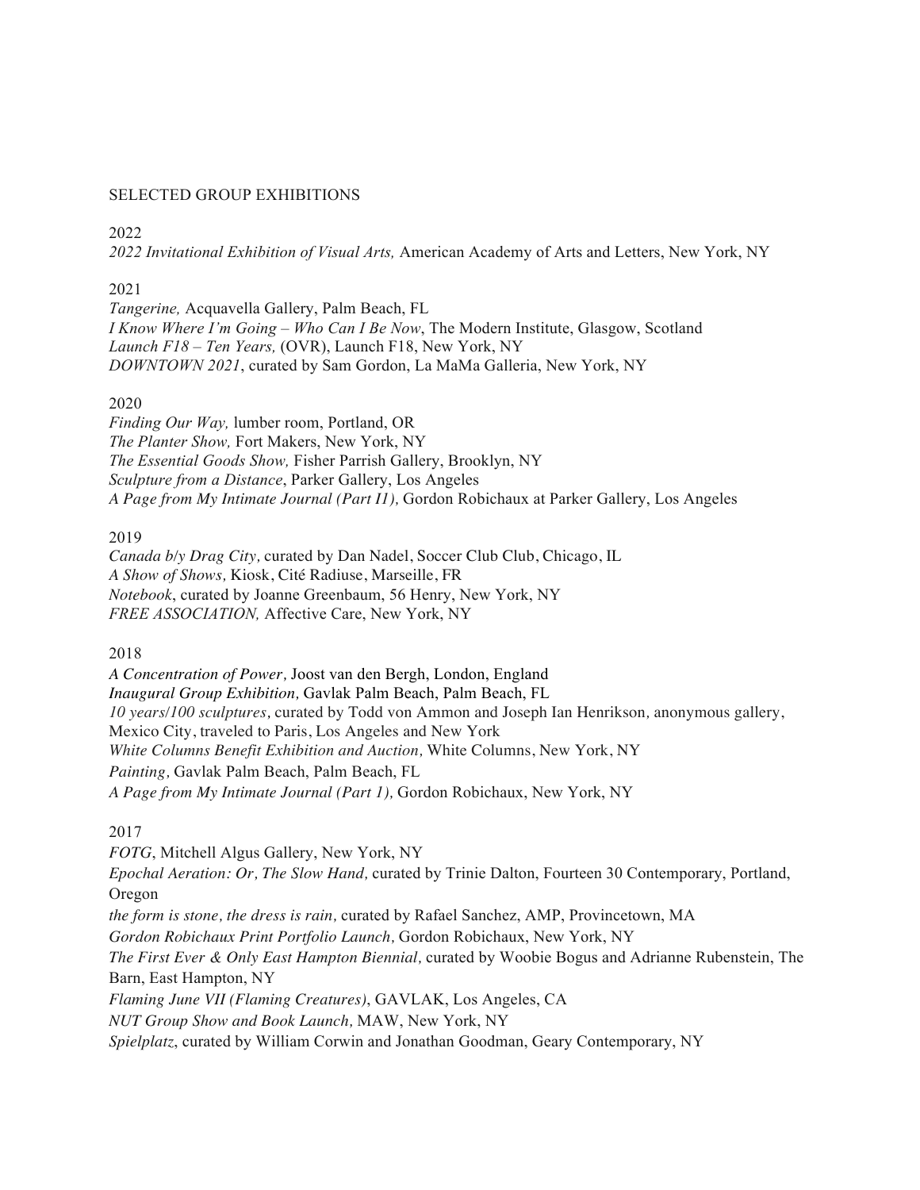SELECTED GROUP EXHIBITIONS

2022
*2022 Invitational Exhibition of Visual Arts,* American Academy of Arts and Letters, New York, NY

2021
*Tangerine,* Acquavella Gallery, Palm Beach, FL
*I Know Where I'm Going – Who Can I Be Now*, The Modern Institute, Glasgow, Scotland
*Launch F18 – Ten Years,* (OVR), Launch F18, New York, NY
*DOWNTOWN 2021*, curated by Sam Gordon, La MaMa Galleria, New York, NY

2020
*Finding Our Way,* lumber room, Portland, OR
*The Planter Show,* Fort Makers, New York, NY
*The Essential Goods Show,* Fisher Parrish Gallery, Brooklyn, NY
*Sculpture from a Distance*, Parker Gallery, Los Angeles
*A Page from My Intimate Journal (Part I1),* Gordon Robichaux at Parker Gallery, Los Angeles

2019
*Canada b/y Drag City,* curated by Dan Nadel, Soccer Club Club, Chicago, IL
*A Show of Shows,* Kiosk, Cité Radiuse, Marseille, FR
*Notebook*, curated by Joanne Greenbaum, 56 Henry, New York, NY
*FREE ASSOCIATION,* Affective Care, New York, NY

2018
*A Concentration of Power,* Joost van den Bergh, London, England
*Inaugural Group Exhibition,* Gavlak Palm Beach, Palm Beach, FL
*10 years/100 sculptures,* curated by Todd von Ammon and Joseph Ian Henrikson, anonymous gallery, Mexico City, traveled to Paris, Los Angeles and New York
*White Columns Benefit Exhibition and Auction,* White Columns, New York, NY
*Painting,* Gavlak Palm Beach, Palm Beach, FL
*A Page from My Intimate Journal (Part 1),* Gordon Robichaux, New York, NY

2017
*FOTG*, Mitchell Algus Gallery, New York, NY
*Epochal Aeration: Or, The Slow Hand,* curated by Trinie Dalton, Fourteen 30 Contemporary, Portland, Oregon
*the form is stone, the dress is rain,* curated by Rafael Sanchez, AMP, Provincetown, MA
*Gordon Robichaux Print Portfolio Launch,* Gordon Robichaux, New York, NY
*The First Ever & Only East Hampton Biennial,* curated by Woobie Bogus and Adrianne Rubenstein, The Barn, East Hampton, NY
*Flaming June VII (Flaming Creatures)*, GAVLAK, Los Angeles, CA
*NUT Group Show and Book Launch,* MAW, New York, NY
*Spielplatz*, curated by William Corwin and Jonathan Goodman, Geary Contemporary, NY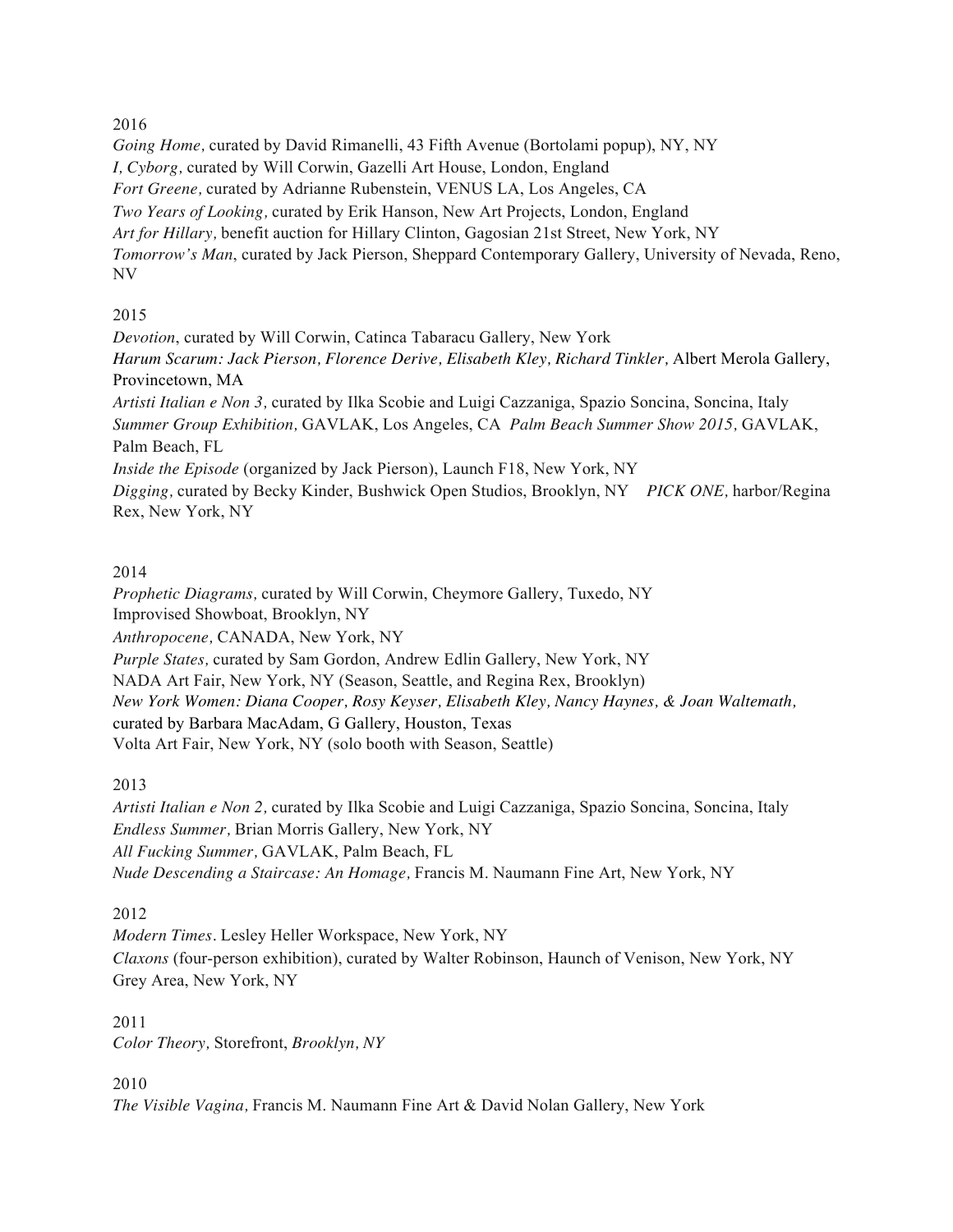2016

*Going Home,* curated by David Rimanelli, 43 Fifth Avenue (Bortolami popup), NY, NY
*I, Cyborg,* curated by Will Corwin, Gazelli Art House, London, England
*Fort Greene,* curated by Adrianne Rubenstein, VENUS LA, Los Angeles, CA
*Two Years of Looking,* curated by Erik Hanson, New Art Projects, London, England
*Art for Hillary,* benefit auction for Hillary Clinton, Gagosian 21st Street, New York, NY
*Tomorrow's Man*, curated by Jack Pierson, Sheppard Contemporary Gallery, University of Nevada, Reno, NV

2015

*Devotion*, curated by Will Corwin, Catinca Tabaracu Gallery, New York
*Harum Scarum: Jack Pierson, Florence Derive, Elisabeth Kley, Richard Tinkler,* Albert Merola Gallery, Provincetown, MA
*Artisti Italian e Non 3,* curated by Ilka Scobie and Luigi Cazzaniga, Spazio Soncina, Soncina, Italy
*Summer Group Exhibition,* GAVLAK, Los Angeles, CA *Palm Beach Summer Show 2015,* GAVLAK, Palm Beach, FL
*Inside the Episode* (organized by Jack Pierson), Launch F18, New York, NY
*Digging,* curated by Becky Kinder, Bushwick Open Studios, Brooklyn, NY *PICK ONE,* harbor/Regina Rex, New York, NY

2014

*Prophetic Diagrams,* curated by Will Corwin, Cheymore Gallery, Tuxedo, NY
Improvised Showboat, Brooklyn, NY
*Anthropocene,* CANADA, New York, NY
*Purple States,* curated by Sam Gordon, Andrew Edlin Gallery, New York, NY
NADA Art Fair, New York, NY (Season, Seattle, and Regina Rex, Brooklyn)
*New York Women: Diana Cooper, Rosy Keyser, Elisabeth Kley, Nancy Haynes, & Joan Waltemath,* curated by Barbara MacAdam, G Gallery, Houston, Texas
Volta Art Fair, New York, NY (solo booth with Season, Seattle)

2013

*Artisti Italian e Non 2,* curated by Ilka Scobie and Luigi Cazzaniga, Spazio Soncina, Soncina, Italy
*Endless Summer,* Brian Morris Gallery, New York, NY
*All Fucking Summer,* GAVLAK, Palm Beach, FL
*Nude Descending a Staircase: An Homage,* Francis M. Naumann Fine Art, New York, NY

2012

*Modern Times*. Lesley Heller Workspace, New York, NY
*Claxons* (four-person exhibition), curated by Walter Robinson, Haunch of Venison, New York, NY
Grey Area, New York, NY

2011

*Color Theory,* Storefront, *Brooklyn, NY*

2010

*The Visible Vagina,* Francis M. Naumann Fine Art & David Nolan Gallery, New York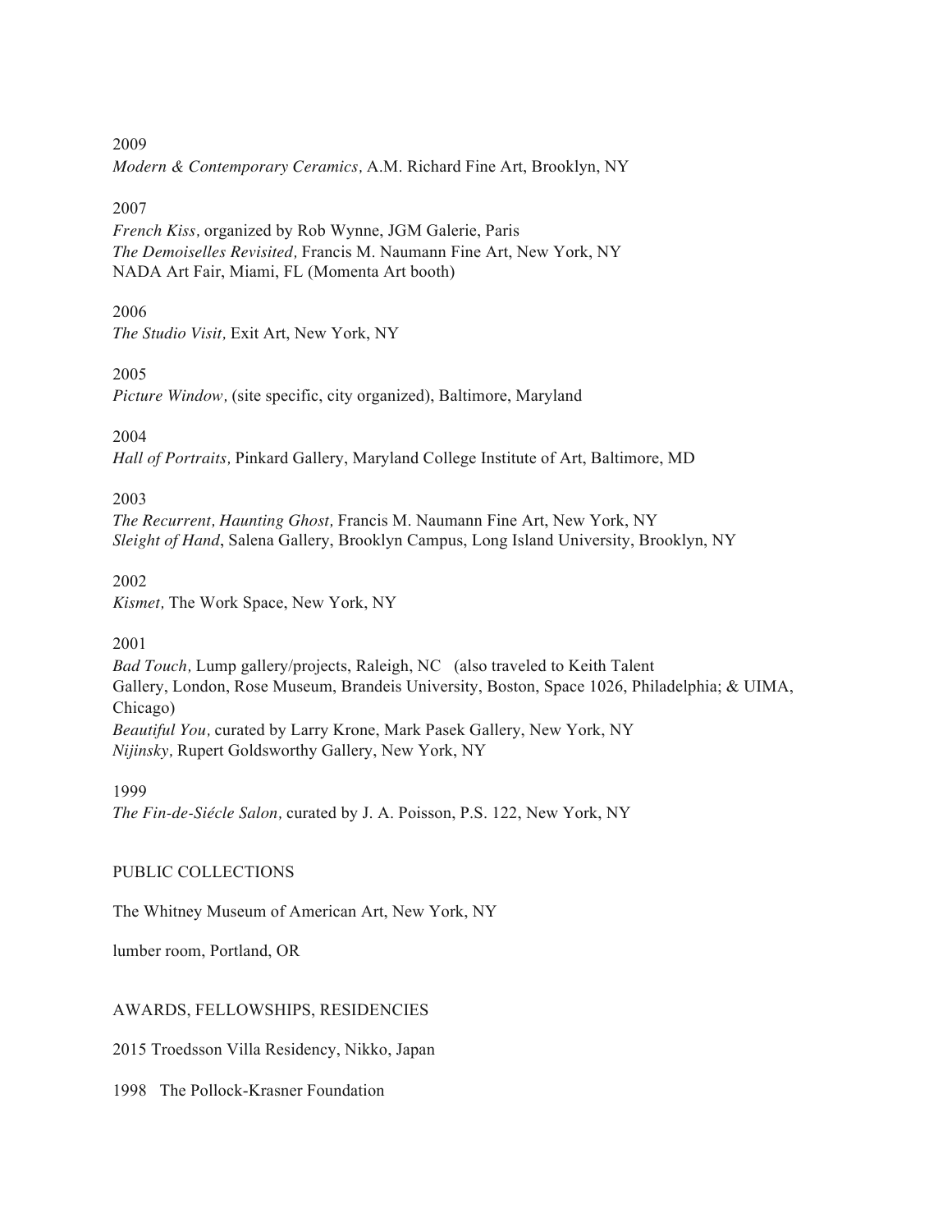2009

*Modern & Contemporary Ceramics,* A.M. Richard Fine Art, Brooklyn, NY

2007

*French Kiss,* organized by Rob Wynne, JGM Galerie, Paris
*The Demoiselles Revisited,* Francis M. Naumann Fine Art, New York, NY
NADA Art Fair, Miami, FL (Momenta Art booth)

2006

*The Studio Visit,* Exit Art, New York, NY

2005

*Picture Window,* (site specific, city organized), Baltimore, Maryland

2004

*Hall of Portraits,* Pinkard Gallery, Maryland College Institute of Art, Baltimore, MD

2003

*The Recurrent, Haunting Ghost,* Francis M. Naumann Fine Art, New York, NY
*Sleight of Hand*, Salena Gallery, Brooklyn Campus, Long Island University, Brooklyn, NY

2002

*Kismet,* The Work Space, New York, NY

2001

*Bad Touch,* Lump gallery/projects, Raleigh, NC (also traveled to Keith Talent Gallery, London, Rose Museum, Brandeis University, Boston, Space 1026, Philadelphia; & UIMA, Chicago)
*Beautiful You,* curated by Larry Krone, Mark Pasek Gallery, New York, NY
*Nijinsky,* Rupert Goldsworthy Gallery, New York, NY

1999

*The Fin-de-Siécle Salon,* curated by J. A. Poisson, P.S. 122, New York, NY

PUBLIC COLLECTIONS

The Whitney Museum of American Art, New York, NY

lumber room, Portland, OR

AWARDS, FELLOWSHIPS, RESIDENCIES

2015 Troedsson Villa Residency, Nikko, Japan

1998 The Pollock-Krasner Foundation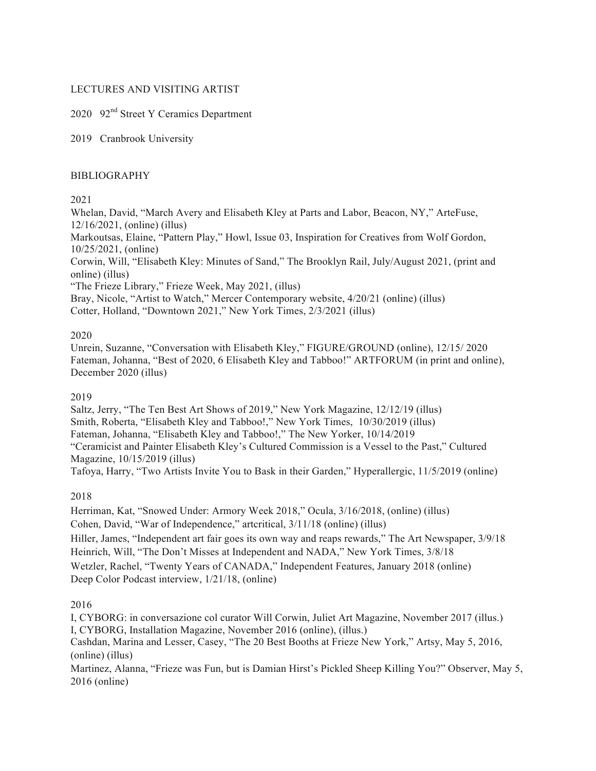## LECTURES AND VISITING ARTIST

2020 92nd Street Y Ceramics Department

2019 Cranbrook University

## BIBLIOGRAPHY

### 2021

Whelan, David, "March Avery and Elisabeth Kley at Parts and Labor, Beacon, NY," ArteFuse, 12/16/2021, (online) (illus)
Markoutsas, Elaine, "Pattern Play," Howl, Issue 03, Inspiration for Creatives from Wolf Gordon, 10/25/2021, (online)
Corwin, Will, "Elisabeth Kley: Minutes of Sand," The Brooklyn Rail, July/August 2021, (print and online) (illus)
"The Frieze Library," Frieze Week, May 2021, (illus)
Bray, Nicole, "Artist to Watch," Mercer Contemporary website, 4/20/21 (online) (illus)
Cotter, Holland, "Downtown 2021," New York Times, 2/3/2021 (illus)

### 2020

Unrein, Suzanne, "Conversation with Elisabeth Kley," FIGURE/GROUND (online), 12/15/ 2020
Fateman, Johanna, "Best of 2020, 6 Elisabeth Kley and Tabboo!" ARTFORUM (in print and online), December 2020 (illus)

### 2019

Saltz, Jerry, "The Ten Best Art Shows of 2019," New York Magazine, 12/12/19 (illus)
Smith, Roberta, "Elisabeth Kley and Tabboo!," New York Times, 10/30/2019 (illus)
Fateman, Johanna, "Elisabeth Kley and Tabboo!," The New Yorker, 10/14/2019
"Ceramicist and Painter Elisabeth Kley's Cultured Commission is a Vessel to the Past," Cultured Magazine, 10/15/2019 (illus)
Tafoya, Harry, "Two Artists Invite You to Bask in their Garden," Hyperallergic, 11/5/2019 (online)

### 2018

Herriman, Kat, "Snowed Under: Armory Week 2018," Ocula, 3/16/2018, (online) (illus)
Cohen, David, "War of Independence," artcritical, 3/11/18 (online) (illus)
Hiller, James, "Independent art fair goes its own way and reaps rewards," The Art Newspaper, 3/9/18
Heinrich, Will, "The Don't Misses at Independent and NADA," New York Times, 3/8/18
Wetzler, Rachel, "Twenty Years of CANADA," Independent Features, January 2018 (online)
Deep Color Podcast interview, 1/21/18, (online)

### 2016

I, CYBORG: in conversazione col curator Will Corwin, Juliet Art Magazine, November 2017 (illus.)
I, CYBORG, Installation Magazine, November 2016 (online), (illus.)
Cashdan, Marina and Lesser, Casey, "The 20 Best Booths at Frieze New York," Artsy, May 5, 2016, (online) (illus)
Martinez, Alanna, "Frieze was Fun, but is Damian Hirst's Pickled Sheep Killing You?" Observer, May 5, 2016 (online)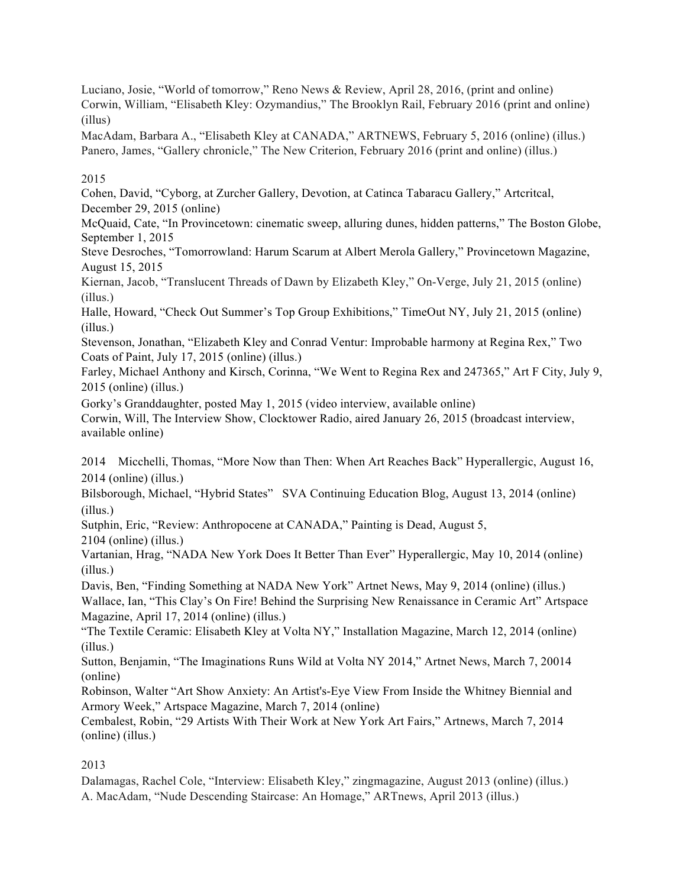Luciano, Josie, "World of tomorrow," Reno News & Review, April 28, 2016, (print and online)
Corwin, William, "Elisabeth Kley: Ozymandius," The Brooklyn Rail, February 2016 (print and online) (illus)
MacAdam, Barbara A., "Elisabeth Kley at CANADA," ARTNEWS, February 5, 2016 (online) (illus.)
Panero, James, "Gallery chronicle," The New Criterion, February 2016 (print and online) (illus.)

2015
Cohen, David, "Cyborg, at Zurcher Gallery, Devotion, at Catinca Tabaracu Gallery," Artcritcal, December 29, 2015 (online)
McQuaid, Cate, "In Provincetown: cinematic sweep, alluring dunes, hidden patterns," The Boston Globe, September 1, 2015
Steve Desroches, "Tomorrowland: Harum Scarum at Albert Merola Gallery," Provincetown Magazine, August 15, 2015
Kiernan, Jacob, "Translucent Threads of Dawn by Elizabeth Kley," On-Verge, July 21, 2015 (online) (illus.)
Halle, Howard, "Check Out Summer's Top Group Exhibitions," TimeOut NY, July 21, 2015 (online) (illus.)
Stevenson, Jonathan, "Elizabeth Kley and Conrad Ventur: Improbable harmony at Regina Rex," Two Coats of Paint, July 17, 2015 (online) (illus.)
Farley, Michael Anthony and Kirsch, Corinna, "We Went to Regina Rex and 247365," Art F City, July 9, 2015 (online) (illus.)
Gorky's Granddaughter, posted May 1, 2015 (video interview, available online)
Corwin, Will, The Interview Show, Clocktower Radio, aired January 26, 2015 (broadcast interview, available online)

2014 Micchelli, Thomas, "More Now than Then: When Art Reaches Back" Hyperallergic, August 16, 2014 (online) (illus.)
Bilsborough, Michael, "Hybrid States" SVA Continuing Education Blog, August 13, 2014 (online) (illus.)
Sutphin, Eric, "Review: Anthropocene at CANADA," Painting is Dead, August 5, 2104 (online) (illus.)
Vartanian, Hrag, "NADA New York Does It Better Than Ever" Hyperallergic, May 10, 2014 (online) (illus.)
Davis, Ben, "Finding Something at NADA New York" Artnet News, May 9, 2014 (online) (illus.)
Wallace, Ian, "This Clay's On Fire! Behind the Surprising New Renaissance in Ceramic Art" Artspace Magazine, April 17, 2014 (online) (illus.)
"The Textile Ceramic: Elisabeth Kley at Volta NY," Installation Magazine, March 12, 2014 (online) (illus.)
Sutton, Benjamin, "The Imaginations Runs Wild at Volta NY 2014," Artnet News, March 7, 20014 (online)
Robinson, Walter "Art Show Anxiety: An Artist's-Eye View From Inside the Whitney Biennial and Armory Week," Artspace Magazine, March 7, 2014 (online)
Cembalest, Robin, "29 Artists With Their Work at New York Art Fairs," Artnews, March 7, 2014 (online) (illus.)

2013
Dalamagas, Rachel Cole, "Interview: Elisabeth Kley," zingmagazine, August 2013 (online) (illus.)
A. MacAdam, "Nude Descending Staircase: An Homage," ARTnews, April 2013 (illus.)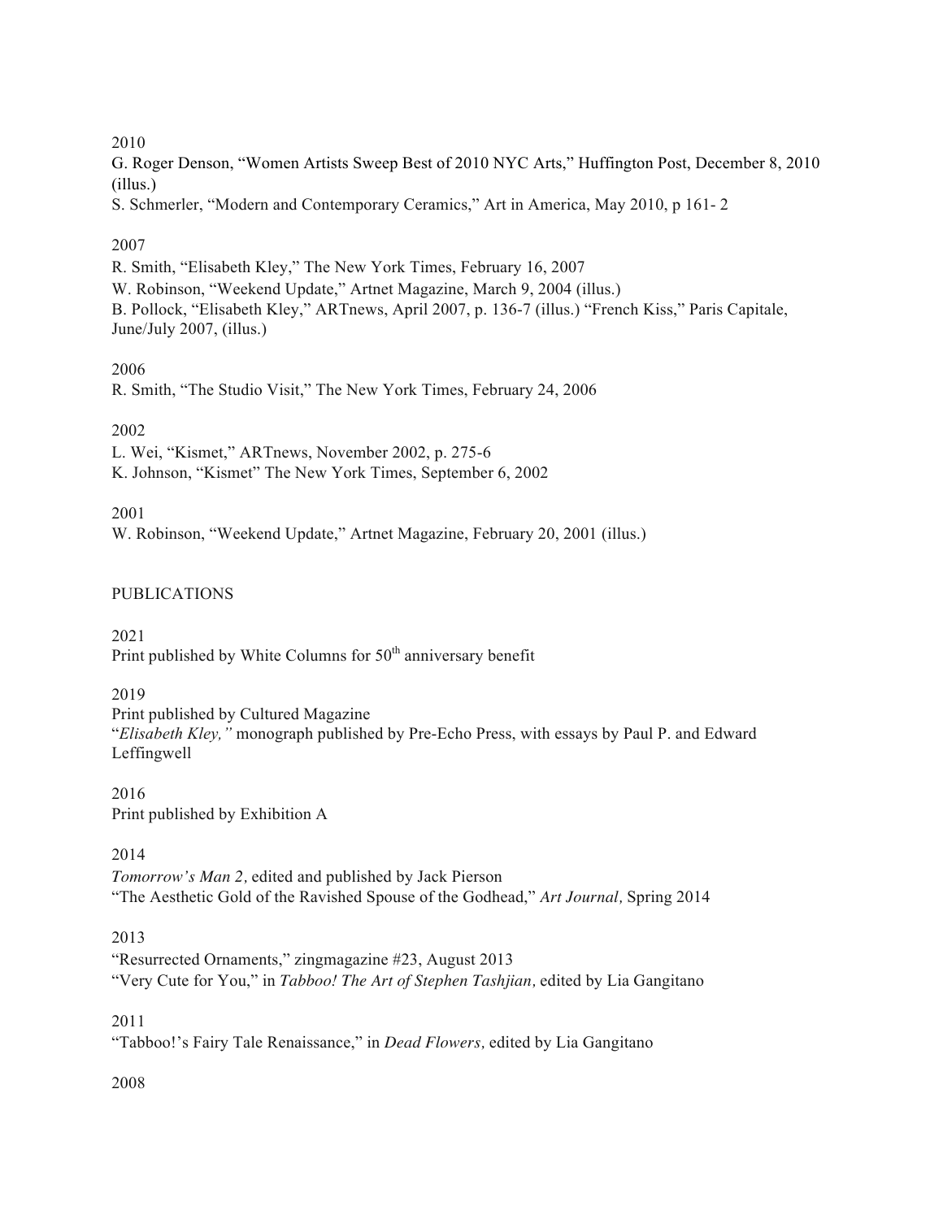2010

G. Roger Denson, "Women Artists Sweep Best of 2010 NYC Arts," Huffington Post, December 8, 2010 (illus.)

S. Schmerler, "Modern and Contemporary Ceramics," Art in America, May 2010, p 161- 2

2007

R. Smith, "Elisabeth Kley," The New York Times, February 16, 2007

W. Robinson, "Weekend Update," Artnet Magazine, March 9, 2004 (illus.)

B. Pollock, "Elisabeth Kley," ARTnews, April 2007, p. 136-7 (illus.) "French Kiss," Paris Capitale, June/July 2007, (illus.)

2006

R. Smith, "The Studio Visit," The New York Times, February 24, 2006

2002

L. Wei, "Kismet," ARTnews, November 2002, p. 275-6

K. Johnson, "Kismet" The New York Times, September 6, 2002

2001

W. Robinson, "Weekend Update," Artnet Magazine, February 20, 2001 (illus.)

PUBLICATIONS

2021

Print published by White Columns for 50th anniversary benefit

2019

Print published by Cultured Magazine

"*Elisabeth Kley,"* monograph published by Pre-Echo Press, with essays by Paul P. and Edward Leffingwell

2016

Print published by Exhibition A

2014

*Tomorrow's Man 2,* edited and published by Jack Pierson

"The Aesthetic Gold of the Ravished Spouse of the Godhead," *Art Journal,* Spring 2014

2013

"Resurrected Ornaments," zingmagazine #23, August 2013

"Very Cute for You," in *Tabboo! The Art of Stephen Tashjian,* edited by Lia Gangitano

2011

"Tabboo!'s Fairy Tale Renaissance," in *Dead Flowers,* edited by Lia Gangitano

2008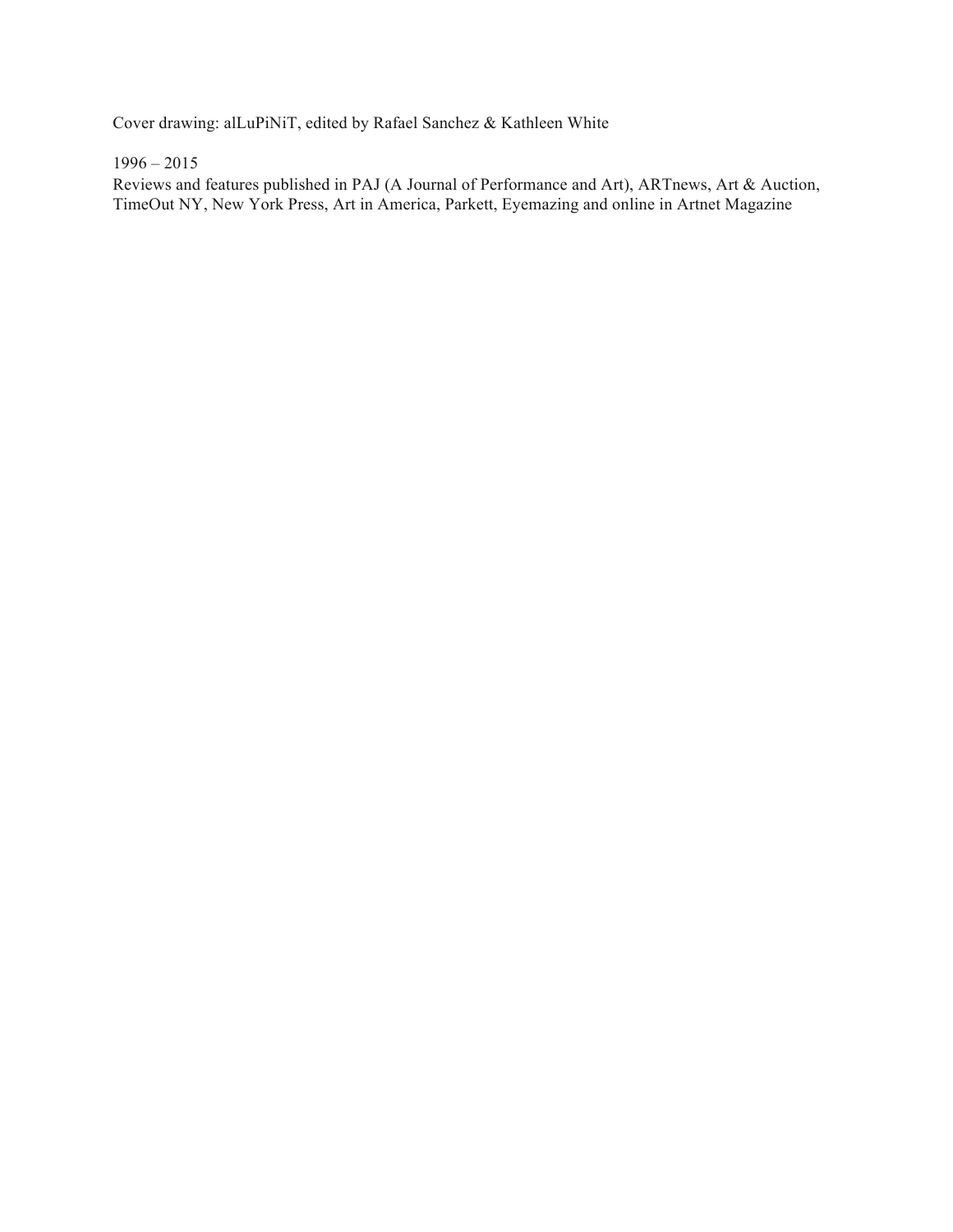Cover drawing: alLuPiNiT, edited by Rafael Sanchez & Kathleen White

1996 – 2015

Reviews and features published in PAJ (A Journal of Performance and Art), ARTnews, Art & Auction, TimeOut NY, New York Press, Art in America, Parkett, Eyemazing and online in Artnet Magazine